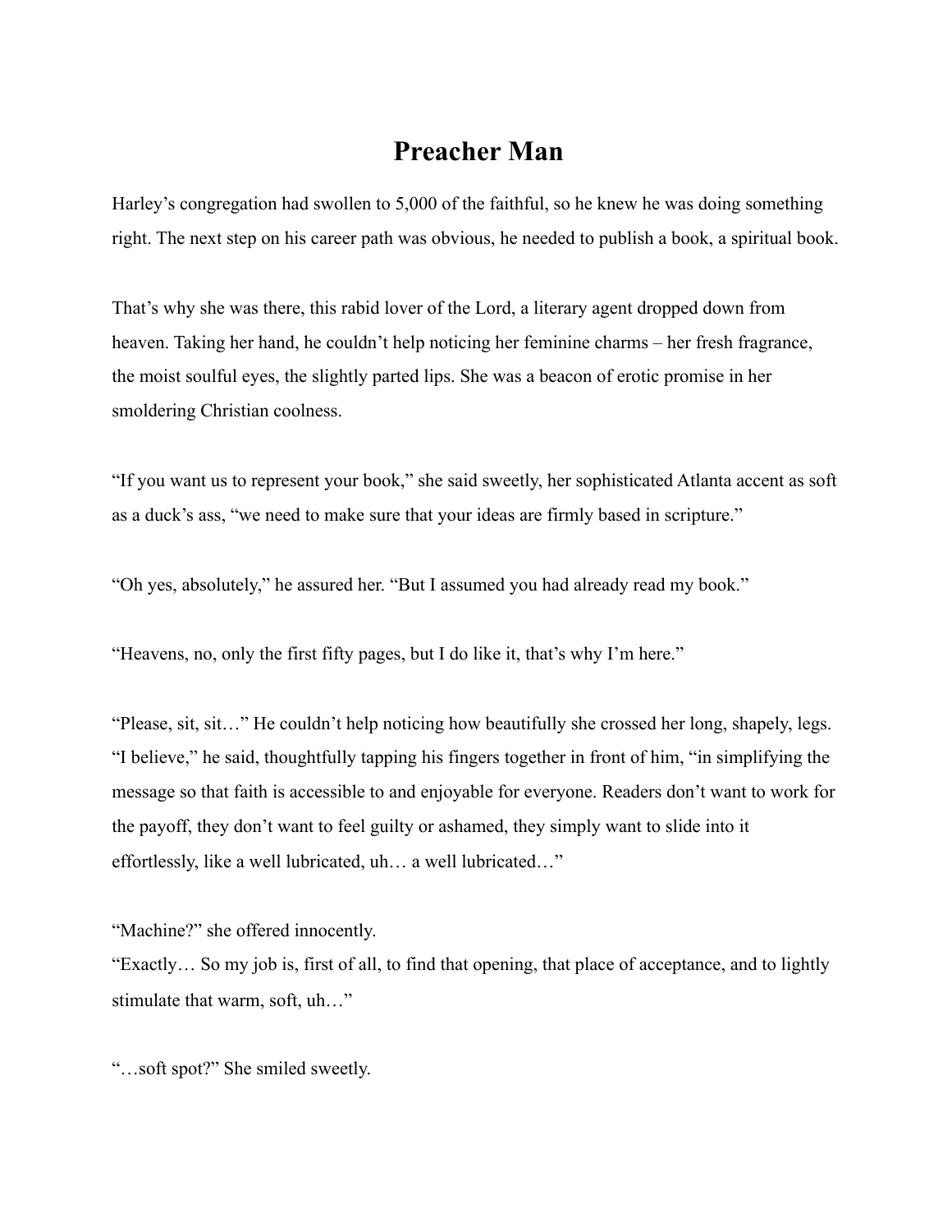# Preacher Man

Harley's congregation had swollen to 5,000 of the faithful, so he knew he was doing something right. The next step on his career path was obvious, he needed to publish a book, a spiritual book.

That's why she was there, this rabid lover of the Lord, a literary agent dropped down from heaven. Taking her hand, he couldn't help noticing her feminine charms – her fresh fragrance, the moist soulful eyes, the slightly parted lips. She was a beacon of erotic promise in her smoldering Christian coolness.

"If you want us to represent your book," she said sweetly, her sophisticated Atlanta accent as soft as a duck's ass, "we need to make sure that your ideas are firmly based in scripture."

"Oh yes, absolutely," he assured her. "But I assumed you had already read my book."

"Heavens, no, only the first fifty pages, but I do like it, that's why I'm here."

"Please, sit, sit…" He couldn't help noticing how beautifully she crossed her long, shapely, legs. "I believe," he said, thoughtfully tapping his fingers together in front of him, "in simplifying the message so that faith is accessible to and enjoyable for everyone. Readers don't want to work for the payoff, they don't want to feel guilty or ashamed, they simply want to slide into it effortlessly, like a well lubricated, uh… a well lubricated…"

"Machine?" she offered innocently.

"Exactly… So my job is, first of all, to find that opening, that place of acceptance, and to lightly stimulate that warm, soft, uh…"

"…soft spot?" She smiled sweetly.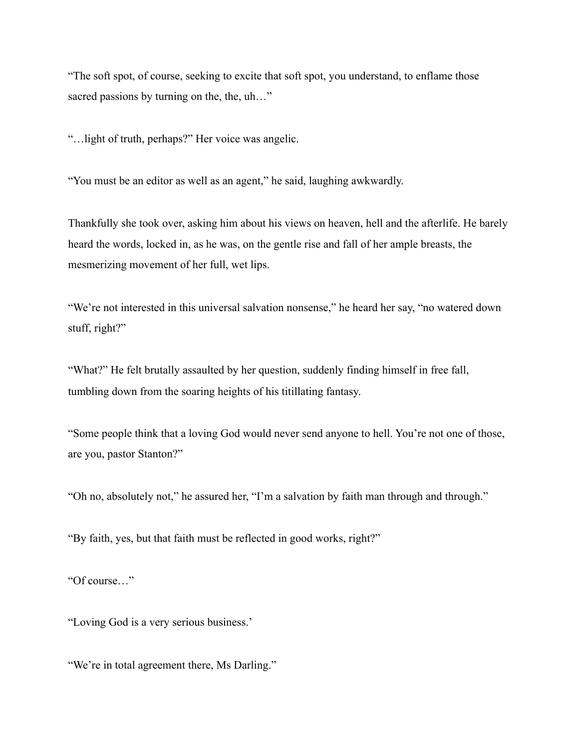"The soft spot, of course, seeking to excite that soft spot, you understand, to enflame those sacred passions by turning on the, the, uh…"

"…light of truth, perhaps?" Her voice was angelic.

"You must be an editor as well as an agent," he said, laughing awkwardly.

Thankfully she took over, asking him about his views on heaven, hell and the afterlife. He barely heard the words, locked in, as he was, on the gentle rise and fall of her ample breasts, the mesmerizing movement of her full, wet lips.

"We're not interested in this universal salvation nonsense," he heard her say, "no watered down stuff, right?"

"What?" He felt brutally assaulted by her question, suddenly finding himself in free fall, tumbling down from the soaring heights of his titillating fantasy.

"Some people think that a loving God would never send anyone to hell. You're not one of those, are you, pastor Stanton?"

"Oh no, absolutely not," he assured her, "I'm a salvation by faith man through and through."

"By faith, yes, but that faith must be reflected in good works, right?"

"Of course…"

"Loving God is a very serious business.'

"We're in total agreement there, Ms Darling."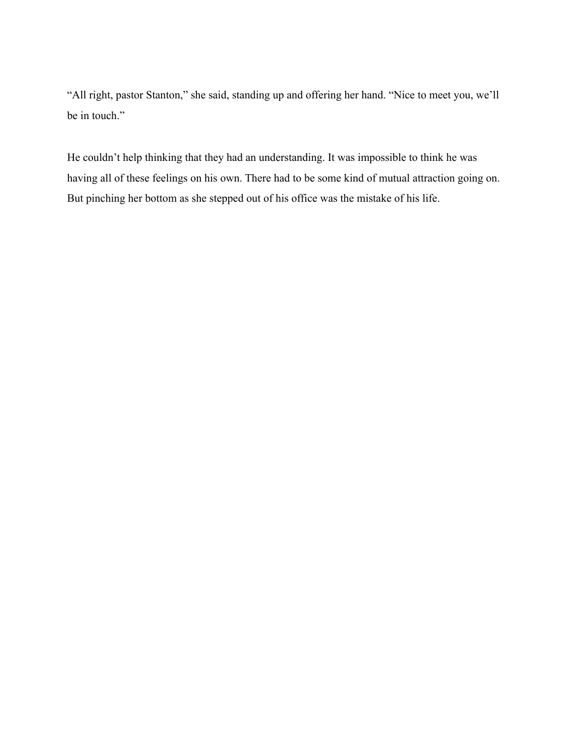"All right, pastor Stanton," she said, standing up and offering her hand. "Nice to meet you, we'll be in touch."

He couldn't help thinking that they had an understanding. It was impossible to think he was having all of these feelings on his own. There had to be some kind of mutual attraction going on. But pinching her bottom as she stepped out of his office was the mistake of his life.